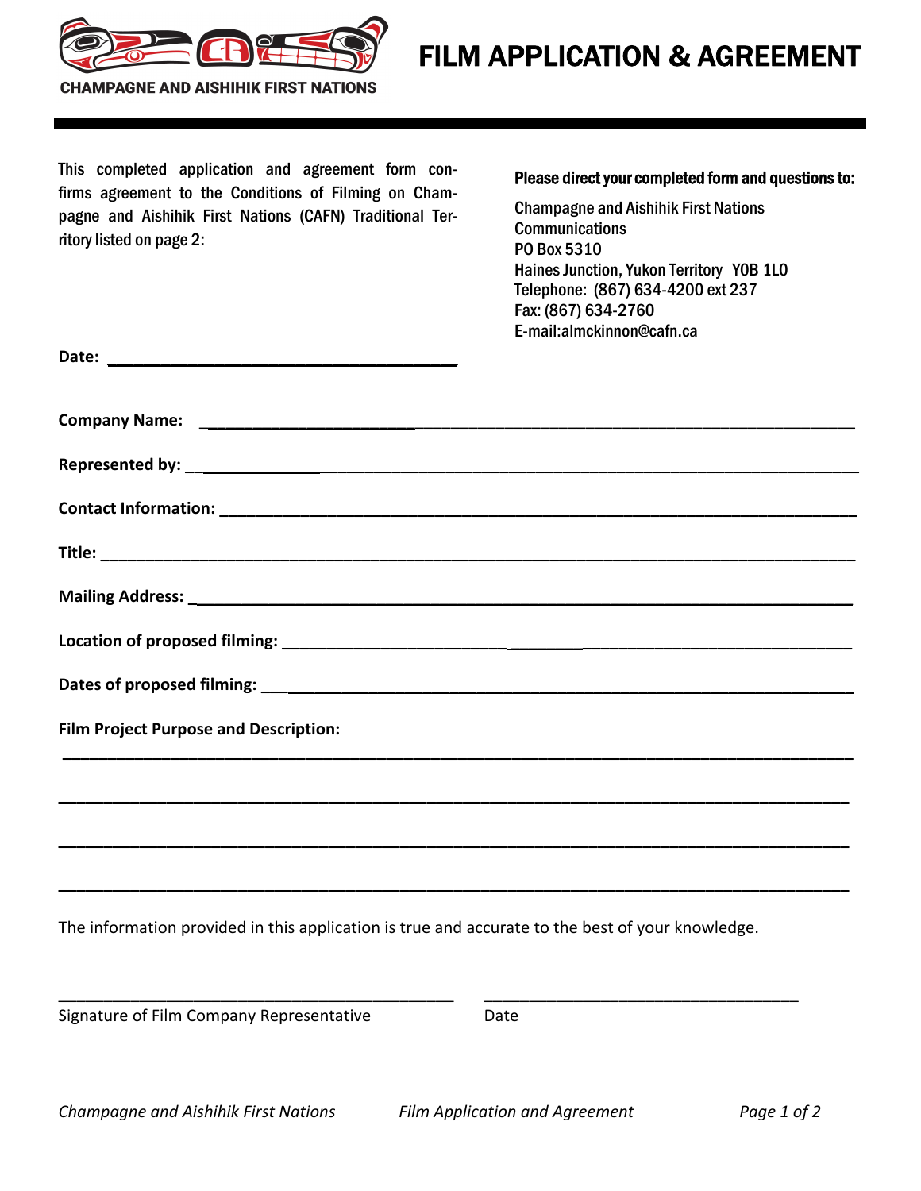CHAMPAGNE AND AISHIHIK FIRST NATIONS

# FILM APPLICATION & AGREEMENT

This completed application and agreement form confirms agreement to the Conditions of Filming on Champagne and Aishihik First Nations (CAFN) Traditional Territory listed on page 2:

**Please direct your completed form and questions to:**

Champagne and Aishihik First Nations
Communications
PO Box 5310
Haines Junction, Yukon Territory Y0B 1L0
Telephone: (867) 634-4200 ext 237
Fax: (867) 634-2760
E-mail:almckinnon@cafn.ca

**Date:** ______________________________

**Company Name:** ______________________________

**Represented by:** ______________________________

**Contact Information:** ______________________________

**Title:** ______________________________

**Mailing Address:** ______________________________

**Location of proposed filming:** ______________________________

**Dates of proposed filming:** ______________________________

**Film Project Purpose and Description:**

______________________________

______________________________

______________________________

______________________________

The information provided in this application is true and accurate to the best of your knowledge.

______________________________ ______________________________
Signature of Film Company Representative Date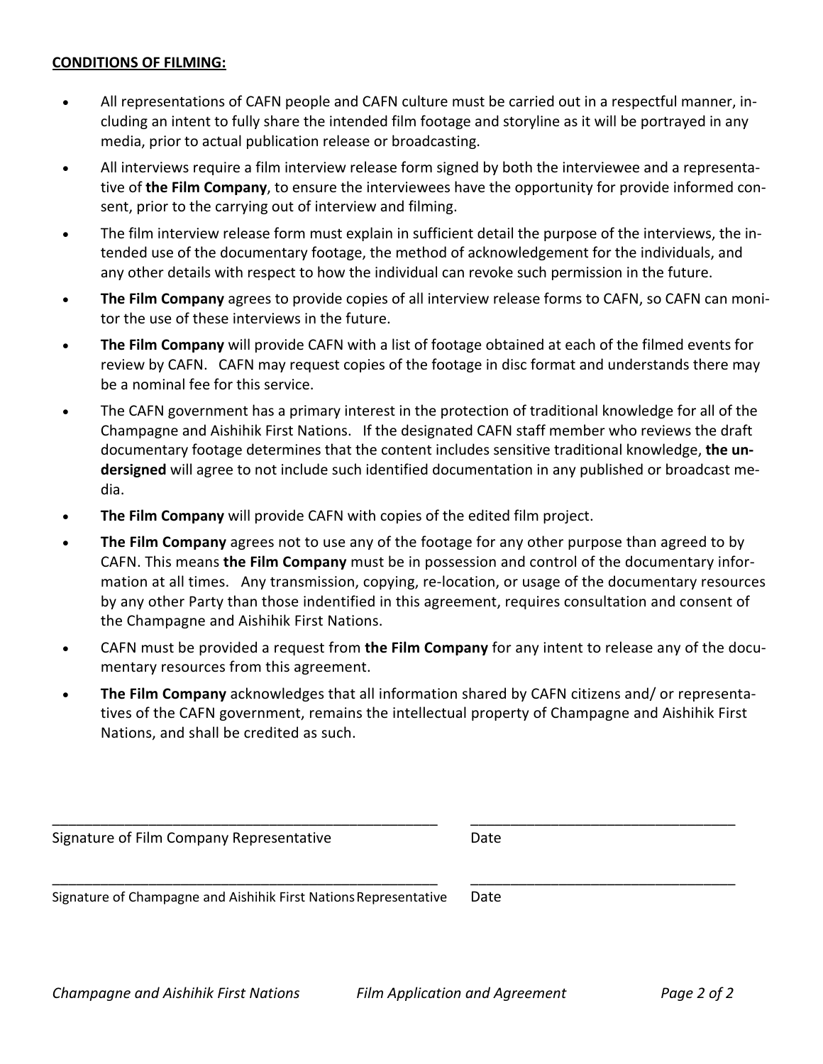**CONDITIONS OF FILMING:**

- All representations of CAFN people and CAFN culture must be carried out in a respectful manner, including an intent to fully share the intended film footage and storyline as it will be portrayed in any media, prior to actual publication release or broadcasting.
- All interviews require a film interview release form signed by both the interviewee and a representative of **the Film Company**, to ensure the interviewees have the opportunity for provide informed consent, prior to the carrying out of interview and filming.
- The film interview release form must explain in sufficient detail the purpose of the interviews, the intended use of the documentary footage, the method of acknowledgement for the individuals, and any other details with respect to how the individual can revoke such permission in the future.
- **The Film Company** agrees to provide copies of all interview release forms to CAFN, so CAFN can monitor the use of these interviews in the future.
- **The Film Company** will provide CAFN with a list of footage obtained at each of the filmed events for review by CAFN. CAFN may request copies of the footage in disc format and understands there may be a nominal fee for this service.
- The CAFN government has a primary interest in the protection of traditional knowledge for all of the Champagne and Aishihik First Nations. If the designated CAFN staff member who reviews the draft documentary footage determines that the content includes sensitive traditional knowledge, **the undersigned** will agree to not include such identified documentation in any published or broadcast media.
- **The Film Company** will provide CAFN with copies of the edited film project.
- **The Film Company** agrees not to use any of the footage for any other purpose than agreed to by CAFN. This means **the Film Company** must be in possession and control of the documentary information at all times. Any transmission, copying, re-location, or usage of the documentary resources by any other Party than those indentified in this agreement, requires consultation and consent of the Champagne and Aishihik First Nations.
- CAFN must be provided a request from **the Film Company** for any intent to release any of the documentary resources from this agreement.
- **The Film Company** acknowledges that all information shared by CAFN citizens and/ or representatives of the CAFN government, remains the intellectual property of Champagne and Aishihik First Nations, and shall be credited as such.

\_\_\_\_\_\_\_\_\_\_\_\_\_\_\_\_\_\_\_\_\_\_\_\_\_\_\_\_\_\_\_\_\_\_\_\_\_\_\_\_\_\_\_\_\_\_ \_\_\_\_\_\_\_\_\_\_\_\_\_\_\_\_\_\_\_\_\_\_\_\_\_\_\_\_\_\_\_\_\_

Signature of Film Company Representative Date

\_\_\_\_\_\_\_\_\_\_\_\_\_\_\_\_\_\_\_\_\_\_\_\_\_\_\_\_\_\_\_\_\_\_\_\_\_\_\_\_\_\_\_\_\_\_ \_\_\_\_\_\_\_\_\_\_\_\_\_\_\_\_\_\_\_\_\_\_\_\_\_\_\_\_\_\_\_\_\_

Signature of Champagne and Aishihik First Nations Representative Date